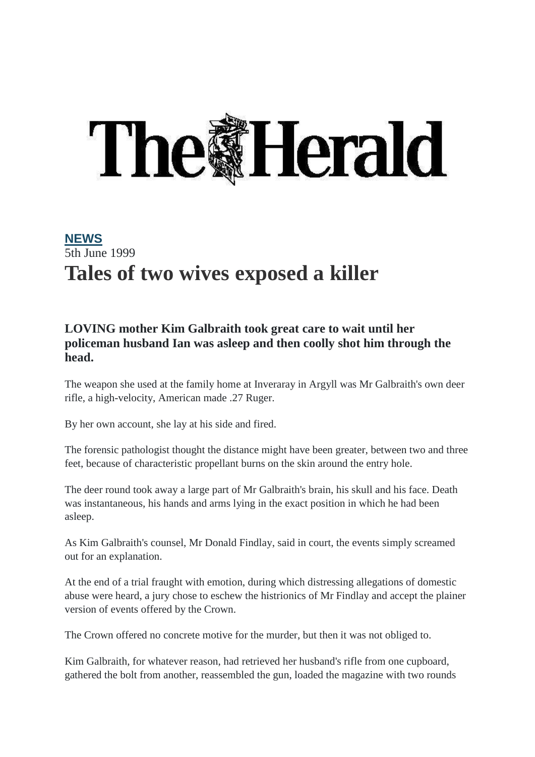# The Herald

**NEWS**

5th June 1999

# Tales of two wives exposed a killer

**LOVING mother Kim Galbraith took great care to wait until her policeman husband Ian was asleep and then coolly shot him through the head.**

The weapon she used at the family home at Inveraray in Argyll was Mr Galbraith's own deer rifle, a high-velocity, American made .27 Ruger.

By her own account, she lay at his side and fired.

The forensic pathologist thought the distance might have been greater, between two and three feet, because of characteristic propellant burns on the skin around the entry hole.

The deer round took away a large part of Mr Galbraith's brain, his skull and his face. Death was instantaneous, his hands and arms lying in the exact position in which he had been asleep.

As Kim Galbraith's counsel, Mr Donald Findlay, said in court, the events simply screamed out for an explanation.

At the end of a trial fraught with emotion, during which distressing allegations of domestic abuse were heard, a jury chose to eschew the histrionics of Mr Findlay and accept the plainer version of events offered by the Crown.

The Crown offered no concrete motive for the murder, but then it was not obliged to.

Kim Galbraith, for whatever reason, had retrieved her husband's rifle from one cupboard, gathered the bolt from another, reassembled the gun, loaded the magazine with two rounds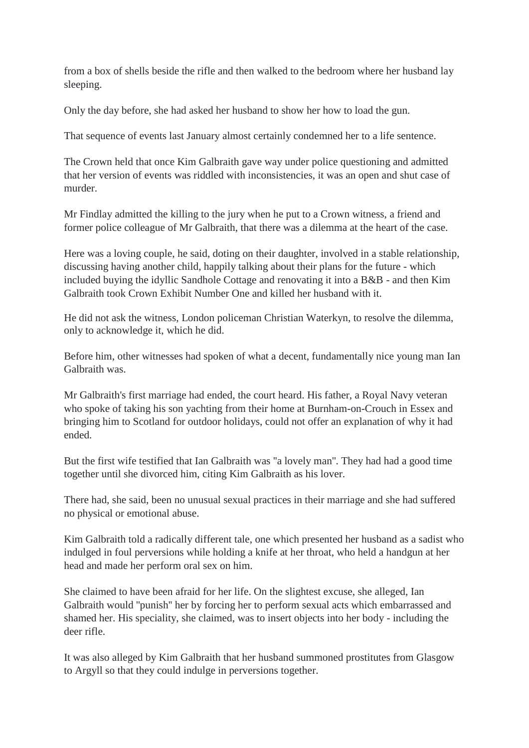from a box of shells beside the rifle and then walked to the bedroom where her husband lay sleeping.

Only the day before, she had asked her husband to show her how to load the gun.

That sequence of events last January almost certainly condemned her to a life sentence.

The Crown held that once Kim Galbraith gave way under police questioning and admitted that her version of events was riddled with inconsistencies, it was an open and shut case of murder.

Mr Findlay admitted the killing to the jury when he put to a Crown witness, a friend and former police colleague of Mr Galbraith, that there was a dilemma at the heart of the case.

Here was a loving couple, he said, doting on their daughter, involved in a stable relationship, discussing having another child, happily talking about their plans for the future - which included buying the idyllic Sandhole Cottage and renovating it into a B&B - and then Kim Galbraith took Crown Exhibit Number One and killed her husband with it.

He did not ask the witness, London policeman Christian Waterkyn, to resolve the dilemma, only to acknowledge it, which he did.

Before him, other witnesses had spoken of what a decent, fundamentally nice young man Ian Galbraith was.

Mr Galbraith's first marriage had ended, the court heard. His father, a Royal Navy veteran who spoke of taking his son yachting from their home at Burnham-on-Crouch in Essex and bringing him to Scotland for outdoor holidays, could not offer an explanation of why it had ended.

But the first wife testified that Ian Galbraith was "a lovely man". They had had a good time together until she divorced him, citing Kim Galbraith as his lover.

There had, she said, been no unusual sexual practices in their marriage and she had suffered no physical or emotional abuse.

Kim Galbraith told a radically different tale, one which presented her husband as a sadist who indulged in foul perversions while holding a knife at her throat, who held a handgun at her head and made her perform oral sex on him.

She claimed to have been afraid for her life. On the slightest excuse, she alleged, Ian Galbraith would "punish" her by forcing her to perform sexual acts which embarrassed and shamed her. His speciality, she claimed, was to insert objects into her body - including the deer rifle.

It was also alleged by Kim Galbraith that her husband summoned prostitutes from Glasgow to Argyll so that they could indulge in perversions together.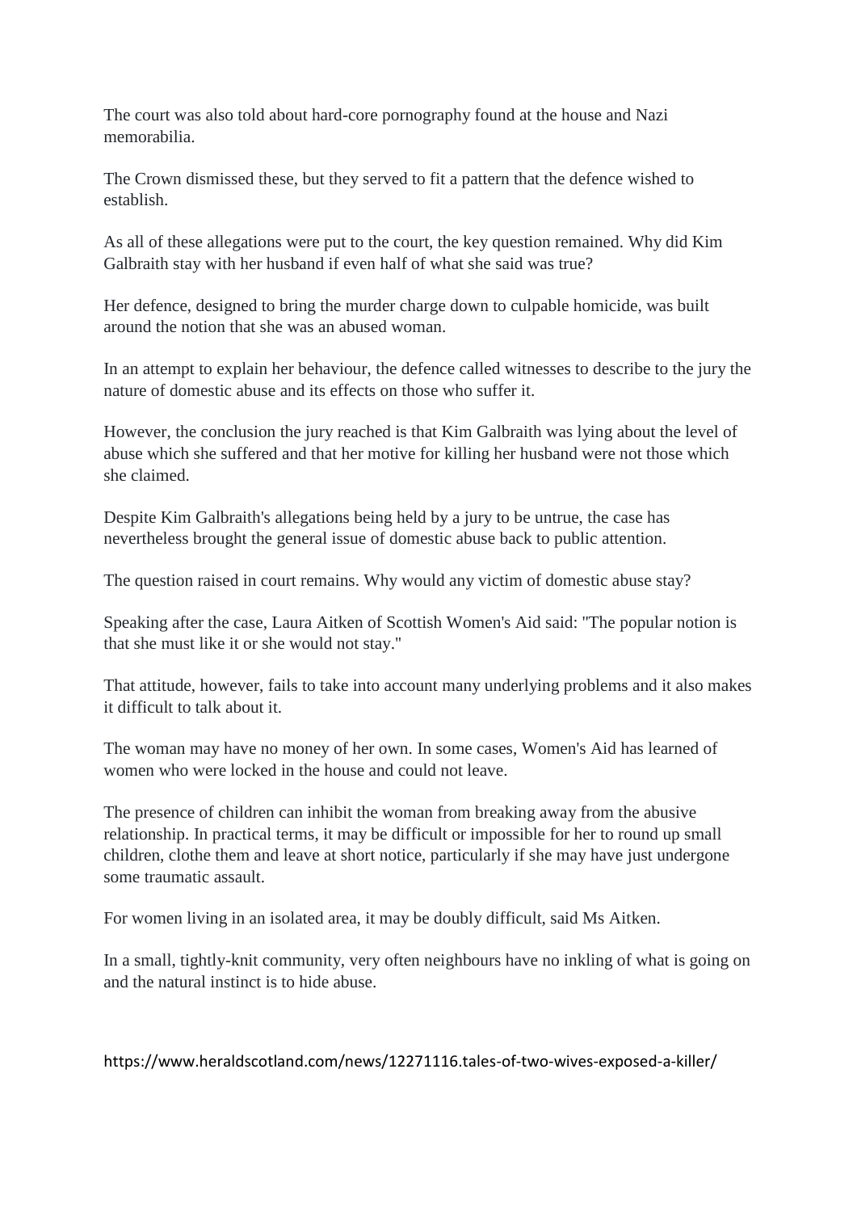The court was also told about hard-core pornography found at the house and Nazi memorabilia.

The Crown dismissed these, but they served to fit a pattern that the defence wished to establish.

As all of these allegations were put to the court, the key question remained. Why did Kim Galbraith stay with her husband if even half of what she said was true?

Her defence, designed to bring the murder charge down to culpable homicide, was built around the notion that she was an abused woman.

In an attempt to explain her behaviour, the defence called witnesses to describe to the jury the nature of domestic abuse and its effects on those who suffer it.

However, the conclusion the jury reached is that Kim Galbraith was lying about the level of abuse which she suffered and that her motive for killing her husband were not those which she claimed.

Despite Kim Galbraith's allegations being held by a jury to be untrue, the case has nevertheless brought the general issue of domestic abuse back to public attention.

The question raised in court remains. Why would any victim of domestic abuse stay?

Speaking after the case, Laura Aitken of Scottish Women's Aid said: "The popular notion is that she must like it or she would not stay."

That attitude, however, fails to take into account many underlying problems and it also makes it difficult to talk about it.

The woman may have no money of her own. In some cases, Women's Aid has learned of women who were locked in the house and could not leave.

The presence of children can inhibit the woman from breaking away from the abusive relationship. In practical terms, it may be difficult or impossible for her to round up small children, clothe them and leave at short notice, particularly if she may have just undergone some traumatic assault.

For women living in an isolated area, it may be doubly difficult, said Ms Aitken.

In a small, tightly-knit community, very often neighbours have no inkling of what is going on and the natural instinct is to hide abuse.

https://www.heraldscotland.com/news/12271116.tales-of-two-wives-exposed-a-killer/